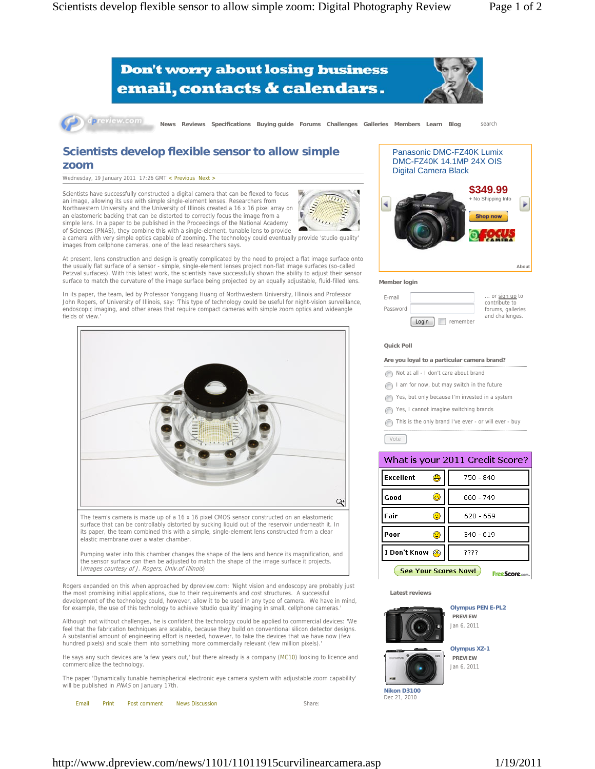# Scientists develop flexible sensor to allow simple zoom

Wednesday, 19 January 2011 17:26 GMT < Previous Next >

Scientists have successfully constructed a digital camera that can be flexed to focus an image, allowing its use with simple single-element lenses. Researchers from Northwestern University and the University of Illinois created a 16 x 16 pixel array on an elastomeric backing that can be distorted to correctly focus the image from a simple lens. In a paper to be published in the Proceedings of the National Academy of Sciences (PNAS), they combine this with a single-element, tunable lens to provide a camera with very simple optics capable of zooming. The technology could eventually provide 'studio quality' images from cellphone cameras, one of the lead researchers says.

At present, lens construction and design is greatly complicated by the need to project a flat image surface onto the usually flat surface of a sensor - simple, single-element lenses project non-flat image surfaces (so-called Petzval surfaces). With this latest work, the scientists have successfully shown the ability to adjust their sensor surface to match the curvature of the image surface being projected by an equally adjustable, fluid-filled lens.

In its paper, the team, led by Professor Yonggang Huang of Northwestern University, Illinois and Professor John Rogers, of University of Illinois, say: 'This type of technology could be useful for night-vision surveillance, endoscopic imaging, and other areas that require compact cameras with simple zoom optics and wideangle fields of view.'

The team's camera is made up of a 16 x 16 pixel CMOS sensor constructed on an elastomeric surface that can be controllably distorted by sucking liquid out of the reservoir underneath it. In its paper, the team combined this with a simple, single-element lens constructed from a clear elastic membrane over a water chamber.

Pumping water into this chamber changes the shape of the lens and hence its magnification, and the sensor surface can then be adjusted to match the shape of the image surface it projects. (*images courtesy of J. Rogers, Univ.of Illinois*)

Rogers expanded on this when approached by dpreview.com: 'Night vision and endoscopy are probably just the most promising initial applications, due to their requirements and cost structures. A successful development of the technology could, however, allow it to be used in any type of camera. We have in mind, for example, the use of this technology to achieve 'studio quality' imaging in small, cellphone cameras.'

Although not without challenges, he is confident the technology could be applied to commercial devices: 'We feel that the fabrication techniques are scalable, because they build on conventional silicon detector designs. A substantial amount of engineering effort is needed, however, to take the devices that we have now (few hundred pixels) and scale them into something more commercially relevant (few million pixels).'

He says any such devices are 'a few years out,' but there already is a company (MC10) looking to licence and commercialize the technology.

The paper 'Dynamically tunable hemispherical electronic eye camera system with adjustable zoom capability' will be published in *PNAS* on January 17th.

Email Print Post comment News Discussion Share: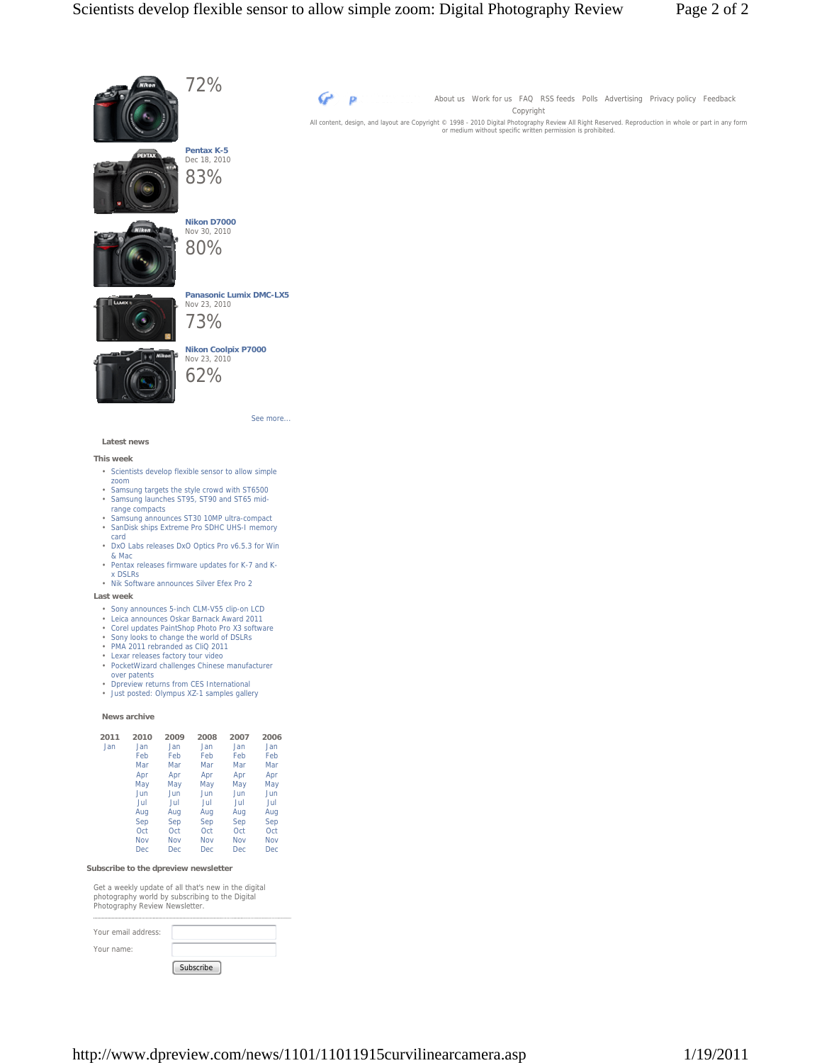72%

**Pentax K-5**
Dec 18, 2010

83%

**Nikon D7000**
Nov 30, 2010

80%

**Panasonic Lumix DMC-LX5**
Nov 23, 2010

73%

**Nikon Coolpix P7000**
Nov 23, 2010

62%

See more...

About us Work for us FAQ RSS feeds Polls Advertising Privacy policy Feedback
Copyright

All content, design, and layout are Copyright © 1998 - 2010 Digital Photography Review All Right Reserved. Reproduction in whole or part in any form or medium without specific written permission is prohibited.

### Latest news

**This week**

- Scientists develop flexible sensor to allow simple zoom
- Samsung targets the style crowd with ST6500
- Samsung launches ST95, ST90 and ST65 mid-range compacts
- Samsung announces ST30 10MP ultra-compact
- SanDisk ships Extreme Pro SDHC UHS-I memory card
- DxO Labs releases DxO Optics Pro v6.5.3 for Win & Mac
- Pentax releases firmware updates for K-7 and K-x DSLRs
- Nik Software announces Silver Efex Pro 2

**Last week**

- Sony announces 5-inch CLM-V55 clip-on LCD
- Leica announces Oskar Barnack Award 2011
- Corel updates PaintShop Photo Pro X3 software
- Sony looks to change the world of DSLRs
- PMA 2011 rebranded as CliQ 2011
- Lexar releases factory tour video
- PocketWizard challenges Chinese manufacturer over patents
- Dpreview returns from CES International
- Just posted: Olympus XZ-1 samples gallery

### News archive

| 2011 | 2010 | 2009 | 2008 | 2007 | 2006 |
|---|---|---|---|---|---|
| Jan | Jan | Jan | Jan | Jan | Jan |
| | Feb | Feb | Feb | Feb | Feb |
| | Mar | Mar | Mar | Mar | Mar |
| | Apr | Apr | Apr | Apr | Apr |
| | May | May | May | May | May |
| | Jun | Jun | Jun | Jun | Jun |
| | Jul | Jul | Jul | Jul | Jul |
| | Aug | Aug | Aug | Aug | Aug |
| | Sep | Sep | Sep | Sep | Sep |
| | Oct | Oct | Oct | Oct | Oct |
| | Nov | Nov | Nov | Nov | Nov |
| | Dec | Dec | Dec | Dec | Dec |

### Subscribe to the dpreview newsletter

Get a weekly update of all that's new in the digital photography world by subscribing to the Digital Photography Review Newsletter.

Your email address:

Your name:

Subscribe